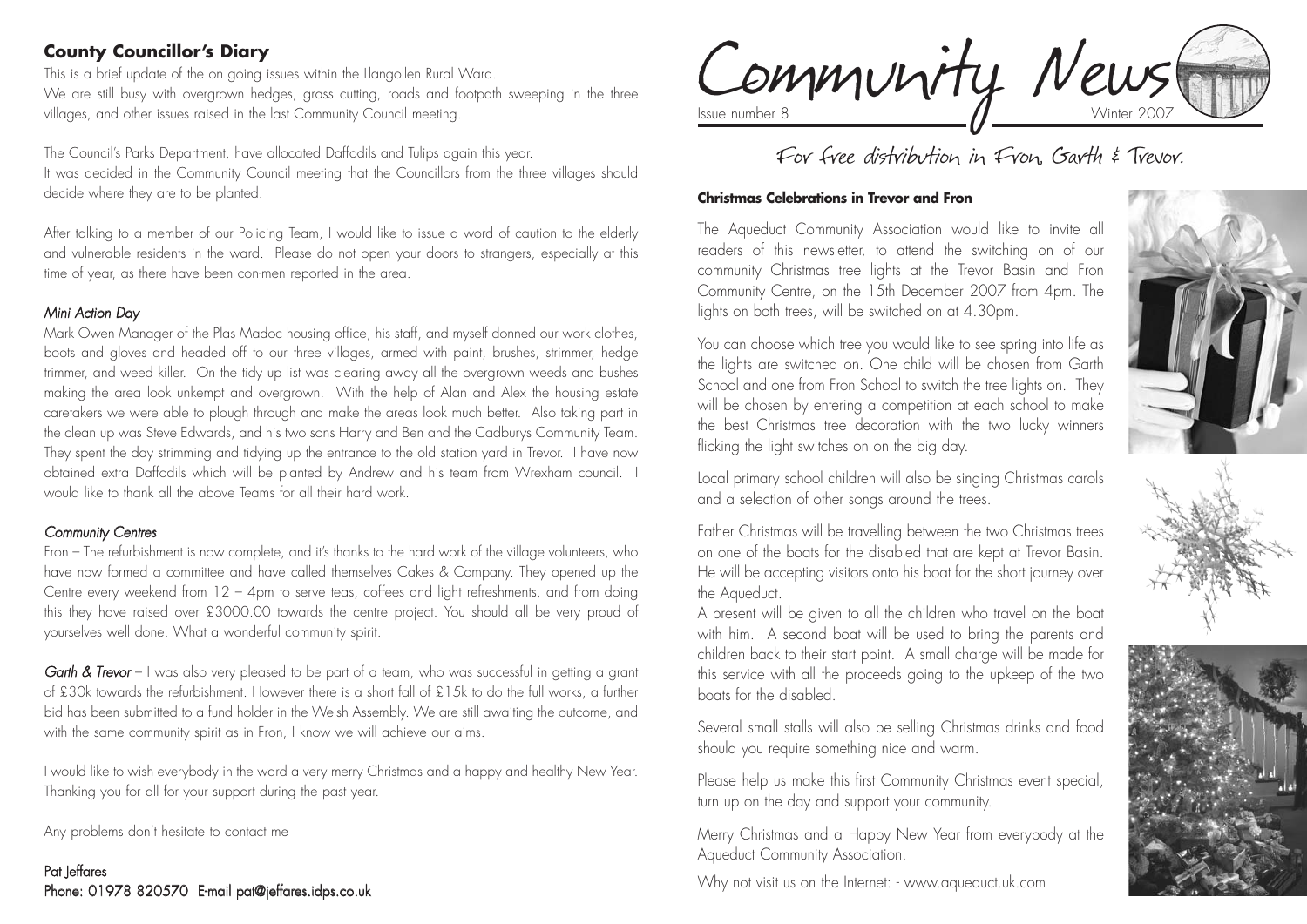## County Councillor's Diary

This is a brief update of the on going issues within the Llangollen Rural Ward.

We are still busy with overgrown hedges, grass cutting, roads and footpath sweeping in the three villages, and other issues raised in the last Community Council meeting.

The Council's Parks Department, have allocated Daffodils and Tulips again this year.

It was decided in the Community Council meeting that the Councillors from the three villages should decide where they are to be planted.

After talking to a member of our Policing Team, I would like to issue a word of caution to the elderly and vulnerable residents in the ward. Please do not open your doors to strangers, especially at this time of year, as there have been con-men reported in the area.

### *Mini Action Day*

Mark Owen Manager of the Plas Madoc housing office, his staff, and myself donned our work clothes, boots and gloves and headed off to our three villages, armed with paint, brushes, strimmer, hedge trimmer, and weed killer. On the tidy up list was clearing away all the overgrown weeds and bushes making the area look unkempt and overgrown. With the help of Alan and Alex the housing estate caretakers we were able to plough through and make the areas look much better. Also taking part in the clean up was Steve Edwards, and his two sons Harry and Ben and the Cadburys Community Team. They spent the day strimming and tidying up the entrance to the old station yard in Trevor. I have now obtained extra Daffodils which will be planted by Andrew and his team from Wrexham council. I would like to thank all the above Teams for all their hard work.

### *Community Centres*

Fron – The refurbishment is now complete, and it's thanks to the hard work of the village volunteers, who have now formed a committee and have called themselves Cakes & Company. They opened up the Centre every weekend from 12 – 4pm to serve teas, coffees and light refreshments, and from doing this they have raised over £3000.00 towards the centre project. You should all be very proud of yourselves well done. What a wonderful community spirit.

***Garth & Trevor*** – I was also very pleased to be part of a team, who was successful in getting a grant of £30k towards the refurbishment. However there is a short fall of £15k to do the full works, a further bid has been submitted to a fund holder in the Welsh Assembly. We are still awaiting the outcome, and with the same community spirit as in Fron, I know we will achieve our aims.

I would like to wish everybody in the ward a very merry Christmas and a happy and healthy New Year. Thanking you for all for your support during the past year.

Any problems don't hesitate to contact me

Pat Jeffares
Phone: 01978 820570 E-mail pat@jeffares.idps.co.uk

# Community News

Issue number 8 — Winter 2007

For free distribution in Fron, Garth & Trevor.

### Christmas Celebrations in Trevor and Fron

The Aqueduct Community Association would like to invite all readers of this newsletter, to attend the switching on of our community Christmas tree lights at the Trevor Basin and Fron Community Centre, on the 15th December 2007 from 4pm. The lights on both trees, will be switched on at 4.30pm.

You can choose which tree you would like to see spring into life as the lights are switched on. One child will be chosen from Garth School and one from Fron School to switch the tree lights on. They will be chosen by entering a competition at each school to make the best Christmas tree decoration with the two lucky winners flicking the light switches on on the big day.

Local primary school children will also be singing Christmas carols and a selection of other songs around the trees.

Father Christmas will be travelling between the two Christmas trees on one of the boats for the disabled that are kept at Trevor Basin. He will be accepting visitors onto his boat for the short journey over the Aqueduct.

A present will be given to all the children who travel on the boat with him. A second boat will be used to bring the parents and children back to their start point. A small charge will be made for this service with all the proceeds going to the upkeep of the two boats for the disabled.

Several small stalls will also be selling Christmas drinks and food should you require something nice and warm.

Please help us make this first Community Christmas event special, turn up on the day and support your community.

Merry Christmas and a Happy New Year from everybody at the Aqueduct Community Association.

Why not visit us on the Internet: - www.aqueduct.uk.com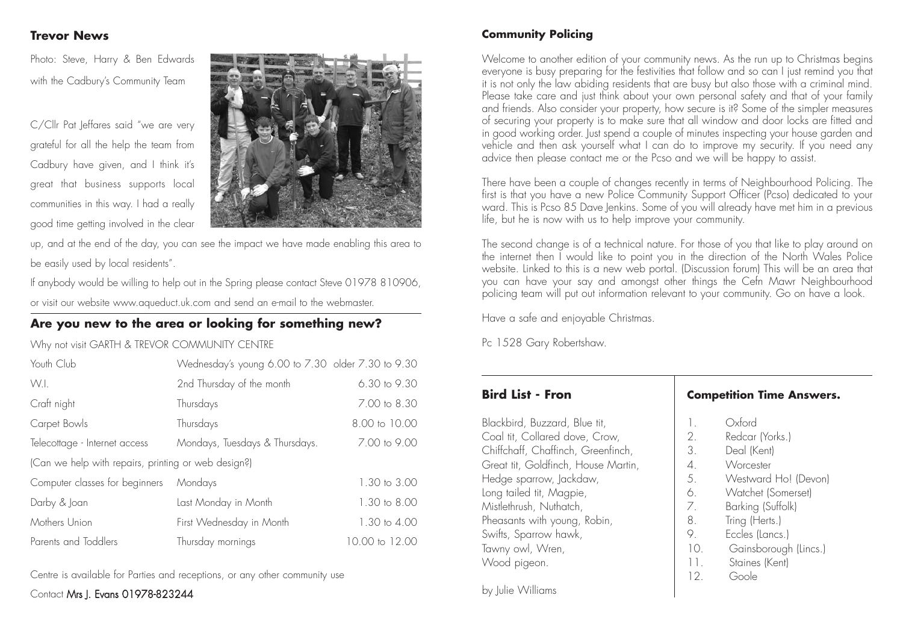## Trevor News

Photo: Steve, Harry & Ben Edwards with the Cadbury's Community Team

C/Cllr Pat Jeffares said "we are very grateful for all the help the team from Cadbury have given, and I think it's great that business supports local communities in this way. I had a really good time getting involved in the clear up, and at the end of the day, you can see the impact we have made enabling this area to be easily used by local residents".

If anybody would be willing to help out in the Spring please contact Steve 01978 810906, or visit our website www.aqueduct.uk.com and send an e-mail to the webmaster.

## Are you new to the area or looking for something new?

Why not visit GARTH & TREVOR COMMUNITY CENTRE

| | | |
|---|---|---|
| Youth Club | Wednesday's young 6.00 to 7.30 older 7.30 to 9.30 | |
| W.I. | 2nd Thursday of the month | 6.30 to 9.30 |
| Craft night | Thursdays | 7.00 to 8.30 |
| Carpet Bowls | Thursdays | 8.00 to 10.00 |
| Telecottage - Internet access | Mondays, Tuesdays & Thursdays. | 7.00 to 9.00 |
| (Can we help with repairs, printing or web design?) | | |
| Computer classes for beginners | Mondays | 1.30 to 3.00 |
| Darby & Joan | Last Monday in Month | 1.30 to 8.00 |
| Mothers Union | First Wednesday in Month | 1.30 to 4.00 |
| Parents and Toddlers | Thursday mornings | 10.00 to 12.00 |

Centre is available for Parties and receptions, or any other community use

Contact Mrs J. Evans 01978-823244

## Community Policing

Welcome to another edition of your community news. As the run up to Christmas begins everyone is busy preparing for the festivities that follow and so can I just remind you that it is not only the law abiding residents that are busy but also those with a criminal mind. Please take care and just think about your own personal safety and that of your family and friends. Also consider your property, how secure is it? Some of the simpler measures of securing your property is to make sure that all window and door locks are fitted and in good working order. Just spend a couple of minutes inspecting your house garden and vehicle and then ask yourself what I can do to improve my security. If you need any advice then please contact me or the Pcso and we will be happy to assist.

There have been a couple of changes recently in terms of Neighbourhood Policing. The first is that you have a new Police Community Support Officer (Pcso) dedicated to your ward. This is Pcso 85 Dave Jenkins. Some of you will already have met him in a previous life, but he is now with us to help improve your community.

The second change is of a technical nature. For those of you that like to play around on the internet then I would like to point you in the direction of the North Wales Police website. Linked to this is a new web portal. (Discussion forum) This will be an area that you can have your say and amongst other things the Cefn Mawr Neighbourhood policing team will put out information relevant to your community. Go on have a look.

Have a safe and enjoyable Christmas.

Pc 1528 Gary Robertshaw.

## Bird List - Fron

Blackbird, Buzzard, Blue tit,
Coal tit, Collared dove, Crow,
Chiffchaff, Chaffinch, Greenfinch,
Great tit, Goldfinch, House Martin,
Hedge sparrow, Jackdaw,
Long tailed tit, Magpie,
Mistlethrush, Nuthatch,
Pheasants with young, Robin,
Swifts, Sparrow hawk,
Tawny owl, Wren,
Wood pigeon.

by Julie Williams

## Competition Time Answers.

1. Oxford
2. Redcar (Yorks.)
3. Deal (Kent)
4. Worcester
5. Westward Ho! (Devon)
6. Watchet (Somerset)
7. Barking (Suffolk)
8. Tring (Herts.)
9. Eccles (Lancs.)
10. Gainsborough (Lincs.)
11. Staines (Kent)
12. Goole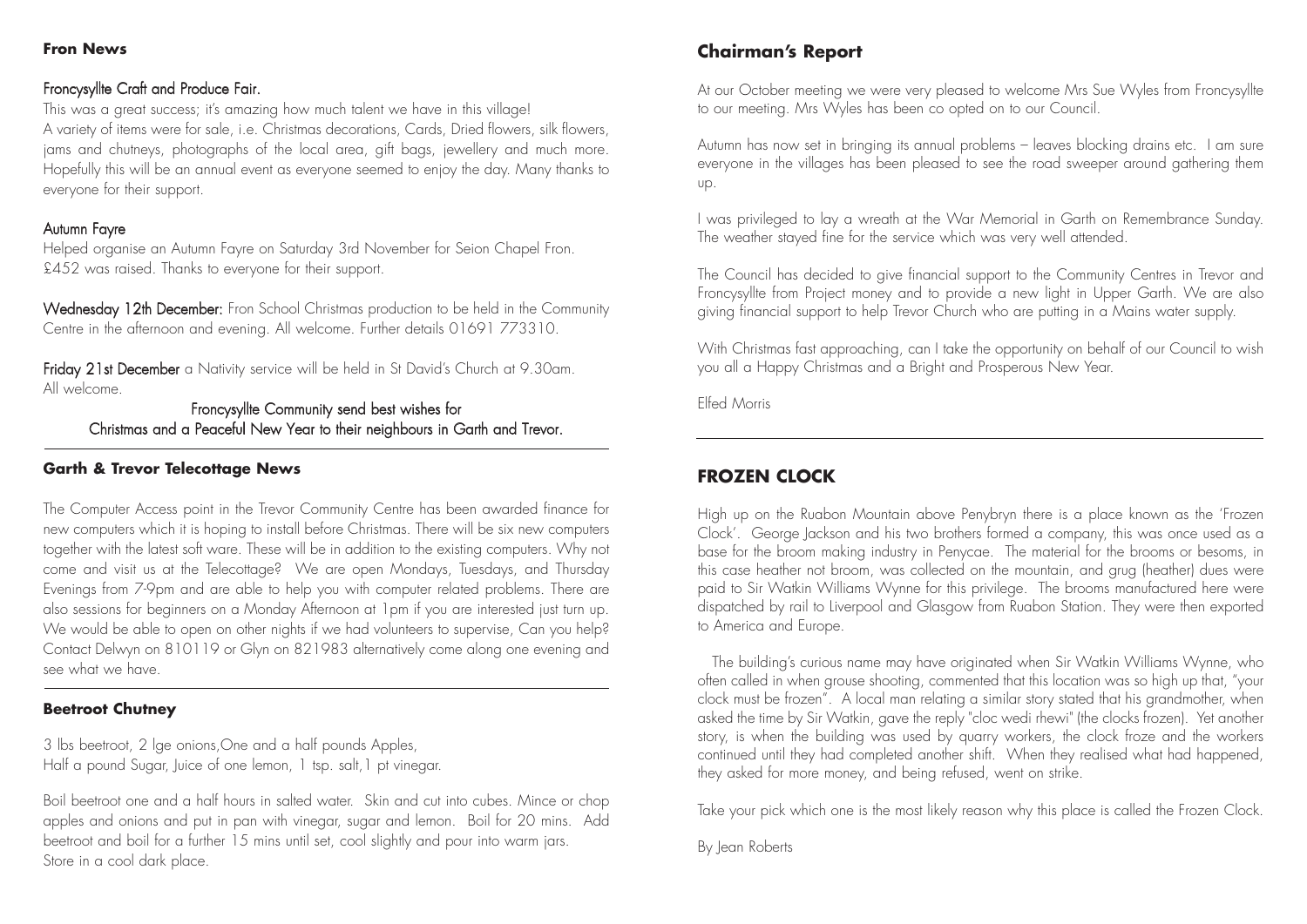## Fron News

### Froncysyllte Craft and Produce Fair.

This was a great success; it's amazing how much talent we have in this village!
A variety of items were for sale, i.e. Christmas decorations, Cards, Dried flowers, silk flowers, jams and chutneys, photographs of the local area, gift bags, jewellery and much more. Hopefully this will be an annual event as everyone seemed to enjoy the day. Many thanks to everyone for their support.

### Autumn Fayre

Helped organise an Autumn Fayre on Saturday 3rd November for Seion Chapel Fron. £452 was raised. Thanks to everyone for their support.

**Wednesday 12th December:** Fron School Christmas production to be held in the Community Centre in the afternoon and evening. All welcome. Further details 01691 773310.

**Friday 21st December** a Nativity service will be held in St David's Church at 9.30am. All welcome.

Froncysyllte Community send best wishes for
Christmas and a Peaceful New Year to their neighbours in Garth and Trevor.

## Garth & Trevor Telecottage News

The Computer Access point in the Trevor Community Centre has been awarded finance for new computers which it is hoping to install before Christmas. There will be six new computers together with the latest soft ware. These will be in addition to the existing computers. Why not come and visit us at the Telecottage? We are open Mondays, Tuesdays, and Thursday Evenings from 7-9pm and are able to help you with computer related problems. There are also sessions for beginners on a Monday Afternoon at 1pm if you are interested just turn up. We would be able to open on other nights if we had volunteers to supervise, Can you help? Contact Delwyn on 810119 or Glyn on 821983 alternatively come along one evening and see what we have.

## Beetroot Chutney

3 lbs beetroot, 2 lge onions,One and a half pounds Apples,
Half a pound Sugar, Juice of one lemon, 1 tsp. salt,1 pt vinegar.

Boil beetroot one and a half hours in salted water. Skin and cut into cubes. Mince or chop apples and onions and put in pan with vinegar, sugar and lemon. Boil for 20 mins. Add beetroot and boil for a further 15 mins until set, cool slightly and pour into warm jars.
Store in a cool dark place.

## Chairman's Report

At our October meeting we were very pleased to welcome Mrs Sue Wyles from Froncysyllte to our meeting. Mrs Wyles has been co opted on to our Council.

Autumn has now set in bringing its annual problems – leaves blocking drains etc. I am sure everyone in the villages has been pleased to see the road sweeper around gathering them up.

I was privileged to lay a wreath at the War Memorial in Garth on Remembrance Sunday. The weather stayed fine for the service which was very well attended.

The Council has decided to give financial support to the Community Centres in Trevor and Froncysyllte from Project money and to provide a new light in Upper Garth. We are also giving financial support to help Trevor Church who are putting in a Mains water supply.

With Christmas fast approaching, can I take the opportunity on behalf of our Council to wish you all a Happy Christmas and a Bright and Prosperous New Year.

Elfed Morris

## FROZEN CLOCK

High up on the Ruabon Mountain above Penybryn there is a place known as the 'Frozen Clock'. George Jackson and his two brothers formed a company, this was once used as a base for the broom making industry in Penycae. The material for the brooms or besoms, in this case heather not broom, was collected on the mountain, and grug (heather) dues were paid to Sir Watkin Williams Wynne for this privilege. The brooms manufactured here were dispatched by rail to Liverpool and Glasgow from Ruabon Station. They were then exported to America and Europe.

The building's curious name may have originated when Sir Watkin Williams Wynne, who often called in when grouse shooting, commented that this location was so high up that, "your clock must be frozen". A local man relating a similar story stated that his grandmother, when asked the time by Sir Watkin, gave the reply "cloc wedi rhewi" (the clocks frozen). Yet another story, is when the building was used by quarry workers, the clock froze and the workers continued until they had completed another shift. When they realised what had happened, they asked for more money, and being refused, went on strike.

Take your pick which one is the most likely reason why this place is called the Frozen Clock.

By Jean Roberts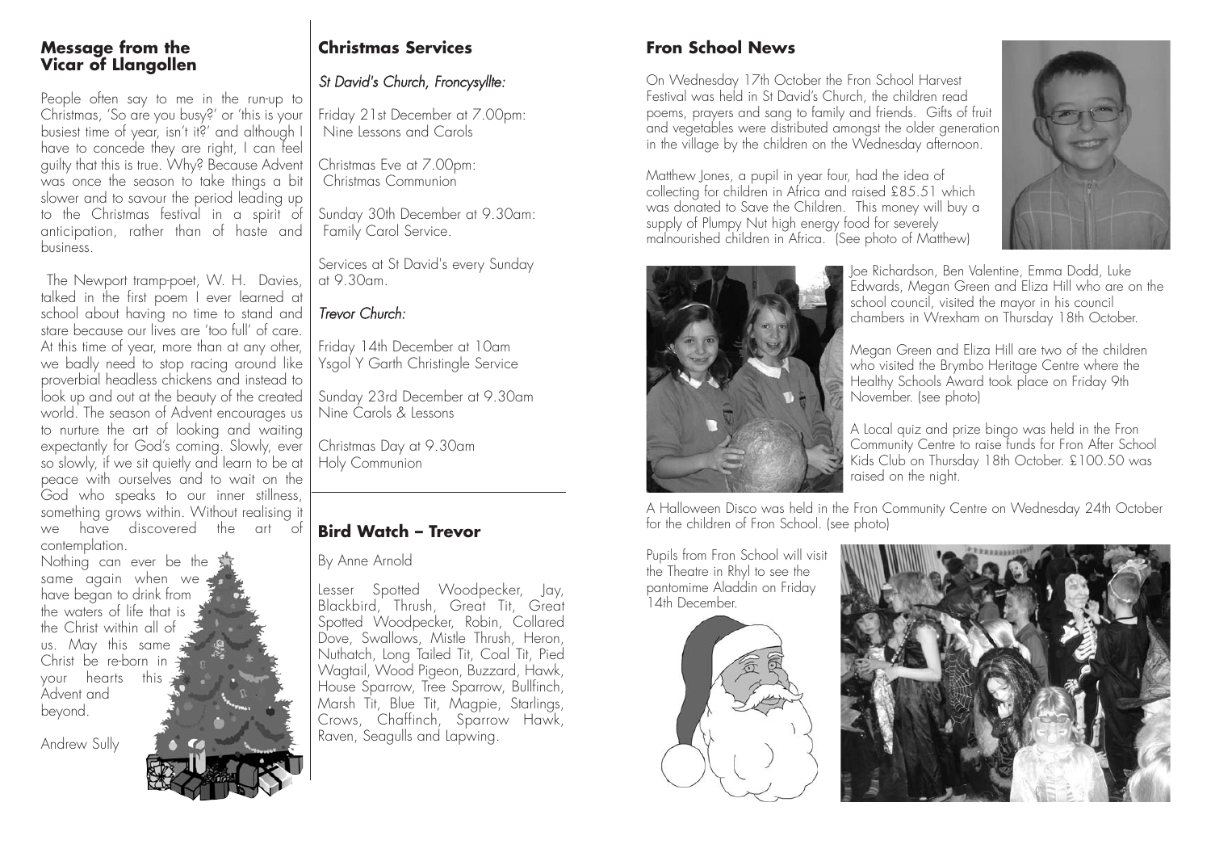## Message from the Vicar of Llangollen

People often say to me in the run-up to Christmas, 'So are you busy?' or 'this is your busiest time of year, isn't it?' and although I have to concede they are right, I can feel guilty that this is true. Why? Because Advent was once the season to take things a bit slower and to savour the period leading up to the Christmas festival in a spirit of anticipation, rather than of haste and business.

The Newport tramp-poet, W. H. Davies, talked in the first poem I ever learned at school about having no time to stand and stare because our lives are 'too full' of care. At this time of year, more than at any other, we badly need to stop racing around like proverbial headless chickens and instead to look up and out at the beauty of the created world. The season of Advent encourages us to nurture the art of looking and waiting expectantly for God's coming. Slowly, ever so slowly, if we sit quietly and learn to be at peace with ourselves and to wait on the God who speaks to our inner stillness, something grows within. Without realising it we have discovered the art of contemplation.

Nothing can ever be the same again when we have began to drink from the waters of life that is the Christ within all of us. May this same Christ be re-born in your hearts this Advent and beyond.

Andrew Sully

## Christmas Services

*St David's Church, Froncysyllte:*

Friday 21st December at 7.00pm:
Nine Lessons and Carols

Christmas Eve at 7.00pm:
Christmas Communion

Sunday 30th December at 9.30am:
Family Carol Service.

Services at St David's every Sunday at 9.30am.

*Trevor Church:*

Friday 14th December at 10am
Ysgol Y Garth Christingle Service

Sunday 23rd December at 9.30am
Nine Carols & Lessons

Christmas Day at 9.30am
Holy Communion

## Bird Watch – Trevor

By Anne Arnold

Lesser Spotted Woodpecker, Jay, Blackbird, Thrush, Great Tit, Great Spotted Woodpecker, Robin, Collared Dove, Swallows, Mistle Thrush, Heron, Nuthatch, Long Tailed Tit, Coal Tit, Pied Wagtail, Wood Pigeon, Buzzard, Hawk, House Sparrow, Tree Sparrow, Bullfinch, Marsh Tit, Blue Tit, Magpie, Starlings, Crows, Chaffinch, Sparrow Hawk, Raven, Seagulls and Lapwing.

## Fron School News

On Wednesday 17th October the Fron School Harvest Festival was held in St David's Church, the children read poems, prayers and sang to family and friends. Gifts of fruit and vegetables were distributed amongst the older generation in the village by the children on the Wednesday afternoon.

Matthew Jones, a pupil in year four, had the idea of collecting for children in Africa and raised £85.51 which was donated to Save the Children. This money will buy a supply of Plumpy Nut high energy food for severely malnourished children in Africa. (See photo of Matthew)

Joe Richardson, Ben Valentine, Emma Dodd, Luke Edwards, Megan Green and Eliza Hill who are on the school council, visited the mayor in his council chambers in Wrexham on Thursday 18th October.

Megan Green and Eliza Hill are two of the children who visited the Brymbo Heritage Centre where the Healthy Schools Award took place on Friday 9th November. (see photo)

A Local quiz and prize bingo was held in the Fron Community Centre to raise funds for Fron After School Kids Club on Thursday 18th October. £100.50 was raised on the night.

A Halloween Disco was held in the Fron Community Centre on Wednesday 24th October for the children of Fron School. (see photo)

Pupils from Fron School will visit the Theatre in Rhyl to see the pantomime Aladdin on Friday 14th December.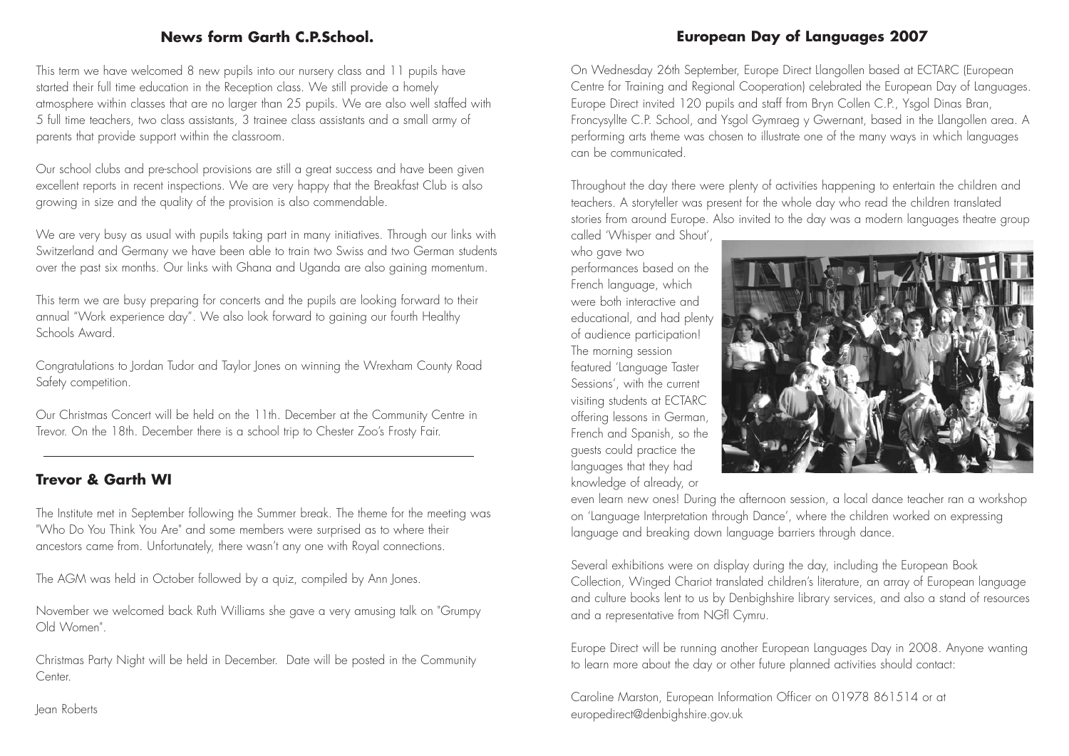## News form Garth C.P.School.

This term we have welcomed 8 new pupils into our nursery class and 11 pupils have started their full time education in the Reception class. We still provide a homely atmosphere within classes that are no larger than 25 pupils. We are also well staffed with 5 full time teachers, two class assistants, 3 trainee class assistants and a small army of parents that provide support within the classroom.

Our school clubs and pre-school provisions are still a great success and have been given excellent reports in recent inspections. We are very happy that the Breakfast Club is also growing in size and the quality of the provision is also commendable.

We are very busy as usual with pupils taking part in many initiatives. Through our links with Switzerland and Germany we have been able to train two Swiss and two German students over the past six months. Our links with Ghana and Uganda are also gaining momentum.

This term we are busy preparing for concerts and the pupils are looking forward to their annual "Work experience day". We also look forward to gaining our fourth Healthy Schools Award.

Congratulations to Jordan Tudor and Taylor Jones on winning the Wrexham County Road Safety competition.

Our Christmas Concert will be held on the 11th. December at the Community Centre in Trevor. On the 18th. December there is a school trip to Chester Zoo's Frosty Fair.

## Trevor & Garth WI

The Institute met in September following the Summer break. The theme for the meeting was "Who Do You Think You Are" and some members were surprised as to where their ancestors came from. Unfortunately, there wasn't any one with Royal connections.

The AGM was held in October followed by a quiz, compiled by Ann Jones.

November we welcomed back Ruth Williams she gave a very amusing talk on "Grumpy Old Women".

Christmas Party Night will be held in December. Date will be posted in the Community Center.

Jean Roberts

## European Day of Languages 2007

On Wednesday 26th September, Europe Direct Llangollen based at ECTARC (European Centre for Training and Regional Cooperation) celebrated the European Day of Languages. Europe Direct invited 120 pupils and staff from Bryn Collen C.P., Ysgol Dinas Bran, Froncysyllte C.P. School, and Ysgol Gymraeg y Gwernant, based in the Llangollen area. A performing arts theme was chosen to illustrate one of the many ways in which languages can be communicated.

Throughout the day there were plenty of activities happening to entertain the children and teachers. A storyteller was present for the whole day who read the children translated stories from around Europe. Also invited to the day was a modern languages theatre group called 'Whisper and Shout', who gave two performances based on the French language, which were both interactive and educational, and had plenty of audience participation! The morning session featured 'Language Taster Sessions', with the current visiting students at ECTARC offering lessons in German, French and Spanish, so the guests could practice the languages that they had knowledge of already, or even learn new ones! During the afternoon session, a local dance teacher ran a workshop on 'Language Interpretation through Dance', where the children worked on expressing language and breaking down language barriers through dance.

Several exhibitions were on display during the day, including the European Book Collection, Winged Chariot translated children's literature, an array of European language and culture books lent to us by Denbighshire library services, and also a stand of resources and a representative from NGfl Cymru.

Europe Direct will be running another European Languages Day in 2008. Anyone wanting to learn more about the day or other future planned activities should contact:

Caroline Marston, European Information Officer on 01978 861514 or at europedirect@denbighshire.gov.uk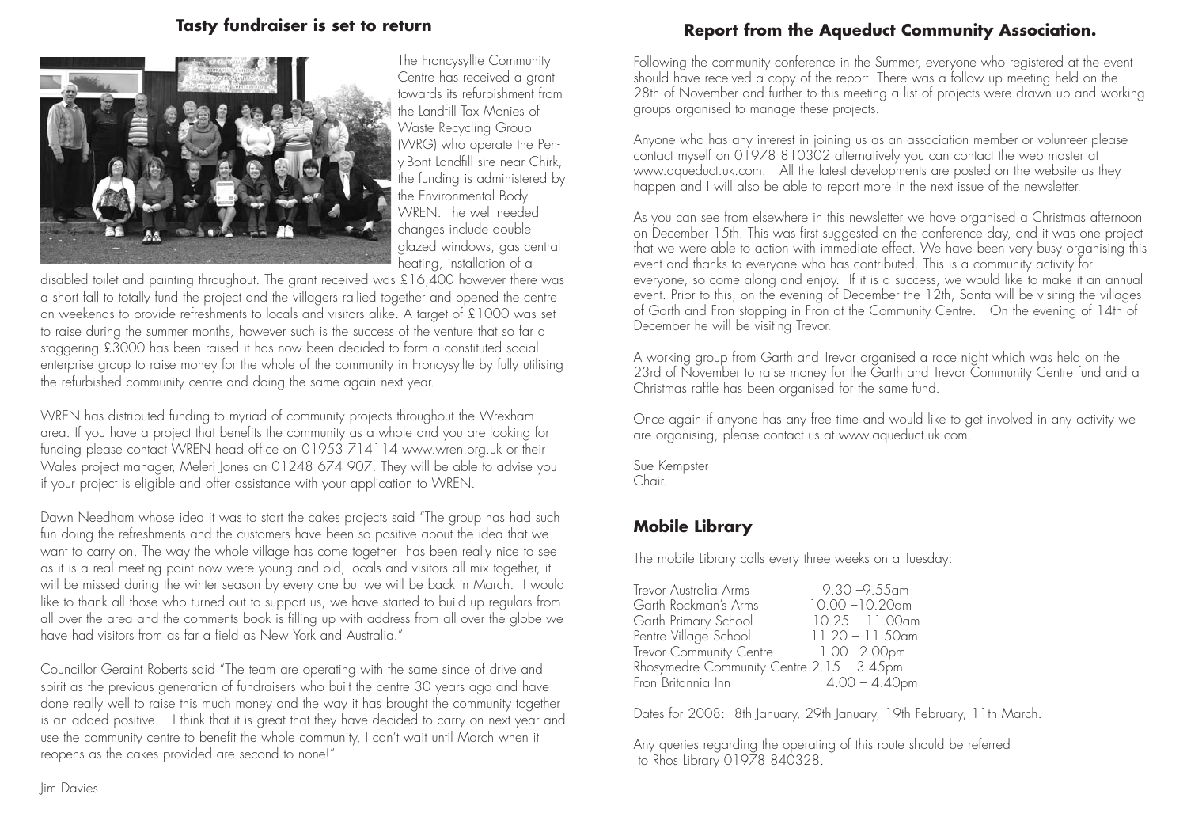## Tasty fundraiser is set to return

The Froncysyllte Community Centre has received a grant towards its refurbishment from the Landfill Tax Monies of Waste Recycling Group (WRG) who operate the Pen-y-Bont Landfill site near Chirk, the funding is administered by the Environmental Body WREN. The well needed changes include double glazed windows, gas central heating, installation of a disabled toilet and painting throughout. The grant received was £16,400 however there was a short fall to totally fund the project and the villagers rallied together and opened the centre on weekends to provide refreshments to locals and visitors alike. A target of £1000 was set to raise during the summer months, however such is the success of the venture that so far a staggering £3000 has been raised it has now been decided to form a constituted social enterprise group to raise money for the whole of the community in Froncysyllte by fully utilising the refurbished community centre and doing the same again next year.

WREN has distributed funding to myriad of community projects throughout the Wrexham area. If you have a project that benefits the community as a whole and you are looking for funding please contact WREN head office on 01953 714114 www.wren.org.uk or their Wales project manager, Meleri Jones on 01248 674 907. They will be able to advise you if your project is eligible and offer assistance with your application to WREN.

Dawn Needham whose idea it was to start the cakes projects said "The group has had such fun doing the refreshments and the customers have been so positive about the idea that we want to carry on. The way the whole village has come together has been really nice to see as it is a real meeting point now were young and old, locals and visitors all mix together, it will be missed during the winter season by every one but we will be back in March. I would like to thank all those who turned out to support us, we have started to build up regulars from all over the area and the comments book is filling up with address from all over the globe we have had visitors from as far a field as New York and Australia."

Councillor Geraint Roberts said "The team are operating with the same since of drive and spirit as the previous generation of fundraisers who built the centre 30 years ago and have done really well to raise this much money and the way it has brought the community together is an added positive. I think that it is great that they have decided to carry on next year and use the community centre to benefit the whole community, I can't wait until March when it reopens as the cakes provided are second to none!"

Jim Davies

## Report from the Aqueduct Community Association.

Following the community conference in the Summer, everyone who registered at the event should have received a copy of the report. There was a follow up meeting held on the 28th of November and further to this meeting a list of projects were drawn up and working groups organised to manage these projects.

Anyone who has any interest in joining us as an association member or volunteer please contact myself on 01978 810302 alternatively you can contact the web master at www.aqueduct.uk.com. All the latest developments are posted on the website as they happen and I will also be able to report more in the next issue of the newsletter.

As you can see from elsewhere in this newsletter we have organised a Christmas afternoon on December 15th. This was first suggested on the conference day, and it was one project that we were able to action with immediate effect. We have been very busy organising this event and thanks to everyone who has contributed. This is a community activity for everyone, so come along and enjoy. If it is a success, we would like to make it an annual event. Prior to this, on the evening of December the 12th, Santa will be visiting the villages of Garth and Fron stopping in Fron at the Community Centre. On the evening of 14th of December he will be visiting Trevor.

A working group from Garth and Trevor organised a race night which was held on the 23rd of November to raise money for the Garth and Trevor Community Centre fund and a Christmas raffle has been organised for the same fund.

Once again if anyone has any free time and would like to get involved in any activity we are organising, please contact us at www.aqueduct.uk.com.

Sue Kempster
Chair.

## Mobile Library

The mobile Library calls every three weeks on a Tuesday:

| Location | Time |
|---|---|
| Trevor Australia Arms | 9.30 –9.55am |
| Garth Rockman's Arms | 10.00 –10.20am |
| Garth Primary School | 10.25 – 11.00am |
| Pentre Village School | 11.20 – 11.50am |
| Trevor Community Centre | 1.00 –2.00pm |
| Rhosymedre Community Centre | 2.15 – 3.45pm |
| Fron Britannia Inn | 4.00 – 4.40pm |

Dates for 2008: 8th January, 29th January, 19th February, 11th March.

Any queries regarding the operating of this route should be referred to Rhos Library 01978 840328.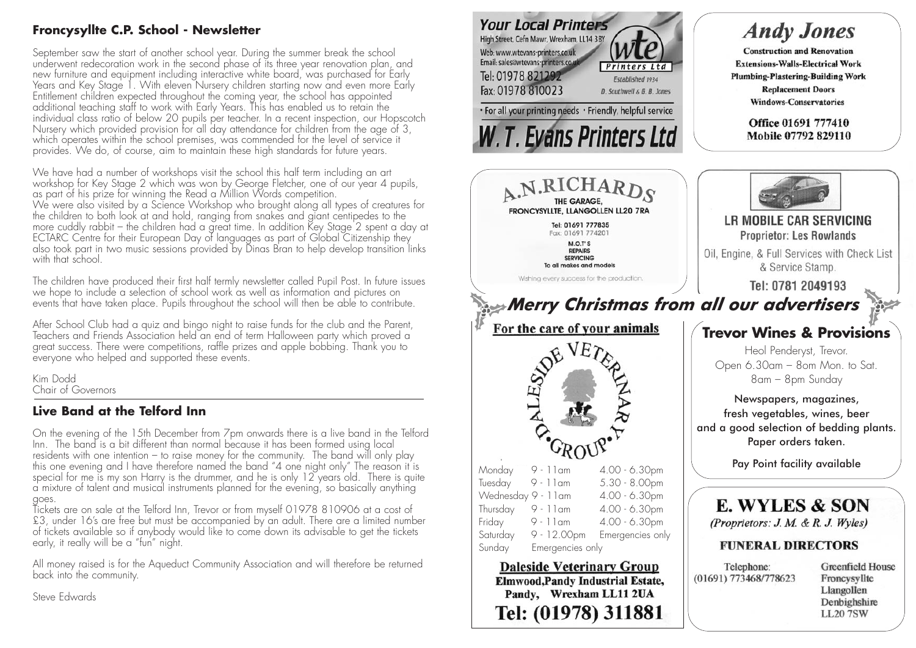## Froncysyllte C.P. School - Newsletter

September saw the start of another school year. During the summer break the school underwent redecoration work in the second phase of its three year renovation plan, and new furniture and equipment including interactive white board, was purchased for Early Years and Key Stage 1. With eleven Nursery children starting now and even more Early Entitlement children expected throughout the coming year, the school has appointed additional teaching staff to work with Early Years. This has enabled us to retain the individual class ratio of below 20 pupils per teacher. In a recent inspection, our Hopscotch Nursery which provided provision for all day attendance for children from the age of 3, which operates within the school premises, was commended for the level of service it provides. We do, of course, aim to maintain these high standards for future years.

We have had a number of workshops visit the school this half term including an art workshop for Key Stage 2 which was won by George Fletcher, one of our year 4 pupils, as part of his prize for winning the Read a Million Words competition.
We were also visited by a Science Workshop who brought along all types of creatures for the children to both look at and hold, ranging from snakes and giant centipedes to the more cuddly rabbit – the children had a great time. In addition Key Stage 2 spent a day at ECTARC Centre for their European Day of languages as part of Global Citizenship they also took part in two music sessions provided by Dinas Bran to help develop transition links with that school.

The children have produced their first half termly newsletter called Pupil Post. In future issues we hope to include a selection of school work as well as information and pictures on events that have taken place. Pupils throughout the school will then be able to contribute.

After School Club had a quiz and bingo night to raise funds for the club and the Parent, Teachers and Friends Association held an end of term Halloween party which proved a great success. There were competitions, raffle prizes and apple bobbing. Thank you to everyone who helped and supported these events.

Kim Dodd
Chair of Governors

## Live Band at the Telford Inn

On the evening of the 15th December from 7pm onwards there is a live band in the Telford Inn. The band is a bit different than normal because it has been formed using local residents with one intention – to raise money for the community. The band will only play this one evening and I have therefore named the band "4 one night only" The reason it is special for me is my son Harry is the drummer, and he is only 12 years old. There is quite a mixture of talent and musical instruments planned for the evening, so basically anything goes.
Tickets are on sale at the Telford Inn, Trevor or from myself 01978 810906 at a cost of £3, under 16's are free but must be accompanied by an adult. There are a limited number of tickets available so if anybody would like to come down its advisable to get the tickets early, it really will be a "fun" night.

All money raised is for the Aqueduct Community Association and will therefore be returned back into the community.

Steve Edwards

---

**Your Local Printers**
High Street, Cefn Mawr, Wrexham, LL14 3BY
Web: www.wtevans-printers.co.uk
Email: sales@wtevans-printers.co.uk
Tel: 01978 821292
Fax: 01978 810023
wte Printers Ltd
Established 1934
D. Southwell & G. B. Jones
• For all your printing needs • Friendly, helpful service
**W. T. Evans Printers Ltd**

---

**Andy Jones**
Construction and Renovation
Extensions-Walls-Electrical Work
Plumbing-Plastering-Building Work
Replacement Doors
Windows-Conservatories
Office 01691 777410
Mobile 07792 829110

---

**A.N.RICHARDS**
THE GARAGE,
FRONCYSYLLTE, LLANGOLLEN LL20 7RA
Tel: 01691 777835
Fax: 01691 774201
M.O.T'S
REPAIRS
SERVICING
To all makes and models
Wishing every success for the production.

---

**LR MOBILE CAR SERVICING**
Proprietor: Les Rowlands
Oil, Engine, & Full Services with Check List & Service Stamp.
Tel: 0781 2049193

---

## *Merry Christmas from all our advertisers*

---

**For the care of your animals**

DALESIDE VETERINARY GROUP

| | | |
|---|---|---|
| Monday | 9 - 11am | 4.00 - 6.30pm |
| Tuesday | 9 - 11am | 5.30 - 8.00pm |
| Wednesday | 9 - 11am | 4.00 - 6.30pm |
| Thursday | 9 - 11am | 4.00 - 6.30pm |
| Friday | 9 - 11am | 4.00 - 6.30pm |
| Saturday | 9 - 12.00pm | Emergencies only |
| Sunday | Emergencies only | |

**Daleside Veterinary Group**
**Elmwood,Pandy Industrial Estate,**
**Pandy, Wrexham LL11 2UA**
**Tel: (01978) 311881**

---

**Trevor Wines & Provisions**
Heol Penderyst, Trevor.
Open 6.30am – 8om Mon. to Sat.
8am – 8pm Sunday

Newspapers, magazines,
fresh vegetables, wines, beer
and a good selection of bedding plants.
Paper orders taken.

Pay Point facility available

---

**E. WYLES & SON**
*(Proprietors: J. M. & R. J. Wyles)*
**FUNERAL DIRECTORS**

Telephone:
(01691) 773468/778623

Greenfield House
Froncysyllte
Llangollen
Denbighshire
LL20 7SW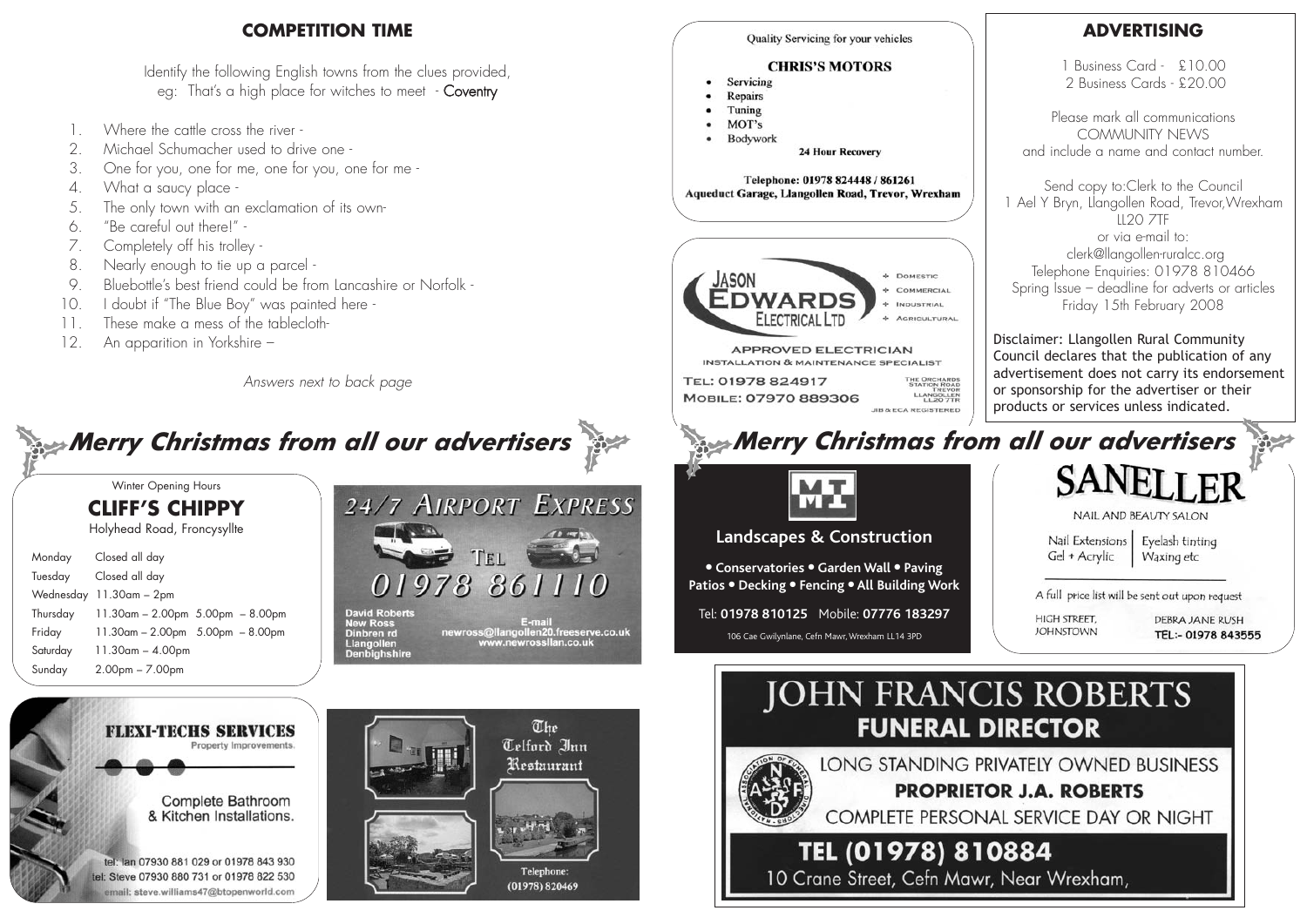## COMPETITION TIME

Identify the following English towns from the clues provided, eg: That's a high place for witches to meet - Coventry

1. Where the cattle cross the river -
2. Michael Schumacher used to drive one -
3. One for you, one for me, one for you, one for me -
4. What a saucy place -
5. The only town with an exclamation of its own-
6. "Be careful out there!" -
7. Completely off his trolley -
8. Nearly enough to tie up a parcel -
9. Bluebottle's best friend could be from Lancashire or Norfolk -
10. I doubt if "The Blue Boy" was painted here -
11. These make a mess of the tablecloth-
12. An apparition in Yorkshire –

*Answers next to back page*

Quality Servicing for your vehicles

**CHRIS'S MOTORS**

- Servicing
- Repairs
- Tuning
- MOT's
- Bodywork

24 Hour Recovery

Telephone: 01978 824448 / 861261
Aqueduct Garage, Llangollen Road, Trevor, Wrexham

## ADVERTISING

1 Business Card - £10.00
2 Business Cards - £20.00

Please mark all communications COMMUNITY NEWS and include a name and contact number.

Send copy to: Clerk to the Council
1 Ael Y Bryn, Llangollen Road, Trevor, Wrexham LL20 7TF
or via e-mail to:
clerk@llangollen-ruralcc.org
Telephone Enquiries: 01978 810466
Spring Issue – deadline for adverts or articles Friday 15th February 2008

Disclaimer: Llangollen Rural Community Council declares that the publication of any advertisement does not carry its endorsement or sponsorship for the advertiser or their products or services unless indicated.

JASON EDWARDS ELECTRICAL LTD

- Domestic
- Commercial
- Industrial
- Agricultural

APPROVED ELECTRICIAN
INSTALLATION & MAINTENANCE SPECIALIST

Tel: 01978 824917
Mobile: 07970 889306

The Orchards, Station Road, Trevor, Llangollen LL20 7TR
JIB & ECA REGISTERED

## *Merry Christmas from all our advertisers*

Winter Opening Hours

**CLIFF'S CHIPPY**
Holyhead Road, Froncysyllte

| | |
|---|---|
| Monday | Closed all day |
| Tuesday | Closed all day |
| Wednesday | 11.30am – 2pm |
| Thursday | 11.30am – 2.00pm 5.00pm – 8.00pm |
| Friday | 11.30am – 2.00pm 5.00pm – 8.00pm |
| Saturday | 11.30am – 4.00pm |
| Sunday | 2.00pm – 7.00pm |

24/7 AIRPORT EXPRESS
TEL 01978 861110

David Roberts
New Ross
Dinbren rd
Llangollen
Denbighshire

E-mail
newross@llangollen20.freeserve.co.uk
www.newrossllan.co.uk

MI Landscapes & Construction

• Conservatories • Garden Wall • Paving
Patios • Decking • Fencing • All Building Work

Tel: 01978 810125 Mobile: 07776 183297

106 Cae Gwilynlane, Cefn Mawr, Wrexham LL14 3PD

SANELLER
NAIL AND BEAUTY SALON

Nail Extensions
Gel + Acrylic

Eyelash tinting
Waxing etc

A full price list will be sent out upon request

HIGH STREET, JOHNSTOWN

DEBRA JANE RUSH
TEL:- 01978 843555

FLEXI-TECHS SERVICES
Property Improvements.

Complete Bathroom & Kitchen Installations.

tel: Ian 07930 881 029 or 01978 843 930
tel: Steve 07930 880 731 or 01978 822 530
email: steve.williams47@btopenworld.com

The Telford Inn Restaurant

Telephone:
(01978) 820469

JOHN FRANCIS ROBERTS
FUNERAL DIRECTOR

LONG STANDING PRIVATELY OWNED BUSINESS
PROPRIETOR J.A. ROBERTS
COMPLETE PERSONAL SERVICE DAY OR NIGHT

TEL (01978) 810884
10 Crane Street, Cefn Mawr, Near Wrexham,